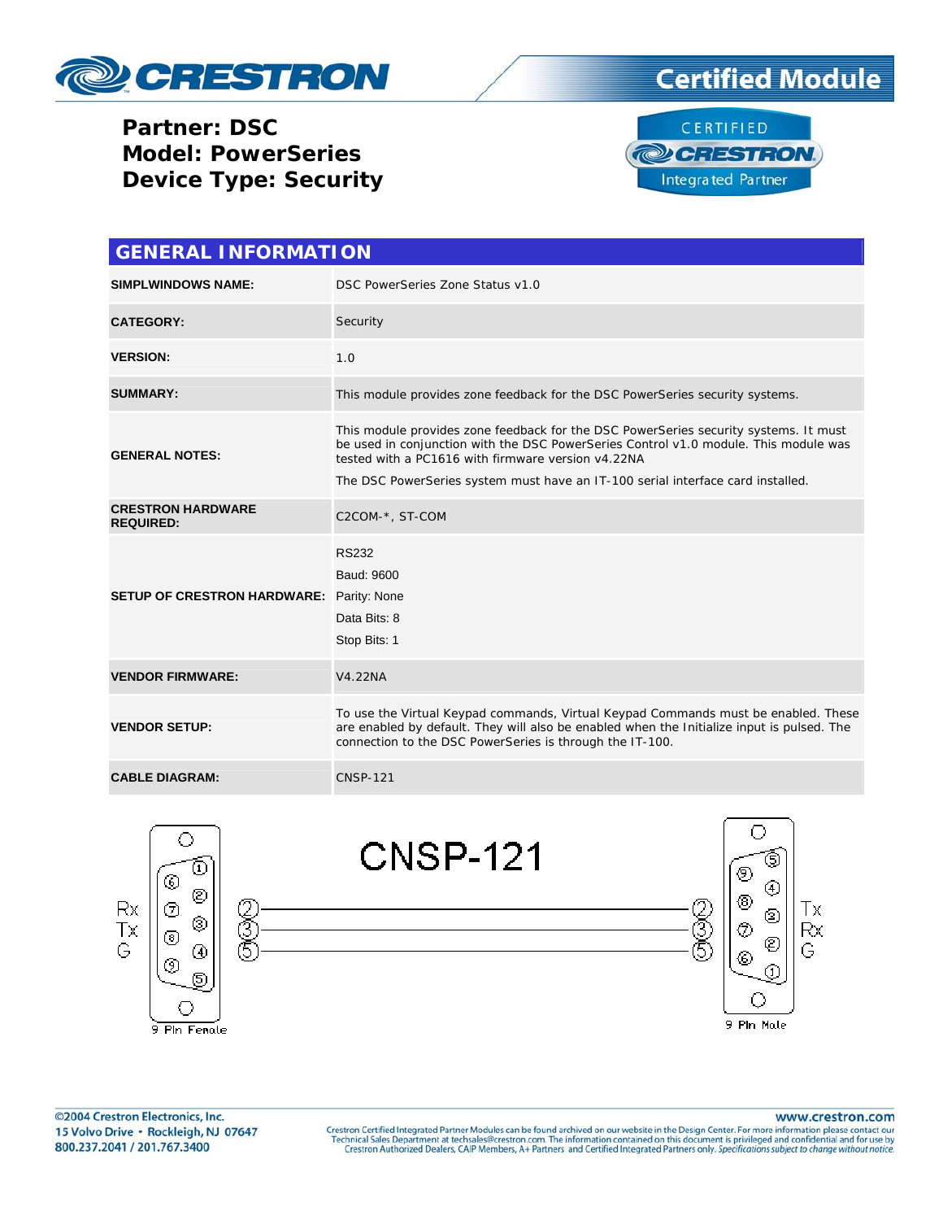**Partner: DSC**
**Model: PowerSeries**
**Device Type: Security**

## GENERAL INFORMATION

| | |
|---|---|
| **SIMPLWINDOWS NAME:** | DSC PowerSeries Zone Status v1.0 |
| **CATEGORY:** | Security |
| **VERSION:** | 1.0 |
| **SUMMARY:** | This module provides zone feedback for the DSC PowerSeries security systems. |
| **GENERAL NOTES:** | This module provides zone feedback for the DSC PowerSeries security systems. It must be used in conjunction with the DSC PowerSeries Control v1.0 module. This module was tested with a PC1616 with firmware version v4.22NA<br>The DSC PowerSeries system must have an IT-100 serial interface card installed. |
| **CRESTRON HARDWARE REQUIRED:** | C2COM-*, ST-COM |
| **SETUP OF CRESTRON HARDWARE:** | RS232<br>Baud: 9600<br>Parity: None<br>Data Bits: 8<br>Stop Bits: 1 |
| **VENDOR FIRMWARE:** | V4.22NA |
| **VENDOR SETUP:** | To use the Virtual Keypad commands, Virtual Keypad Commands must be enabled. These are enabled by default. They will also be enabled when the Initialize input is pulsed. The connection to the DSC PowerSeries is through the IT-100. |
| **CABLE DIAGRAM:** | CNSP-121 |

**CNSP-121**

| 9 Pin Female | | 9 Pin Male | |
|---|---|---|---|
| Rx | 2 | 2 | Tx |
| Tx | 3 | 3 | Rx |
| G | 5 | 5 | G |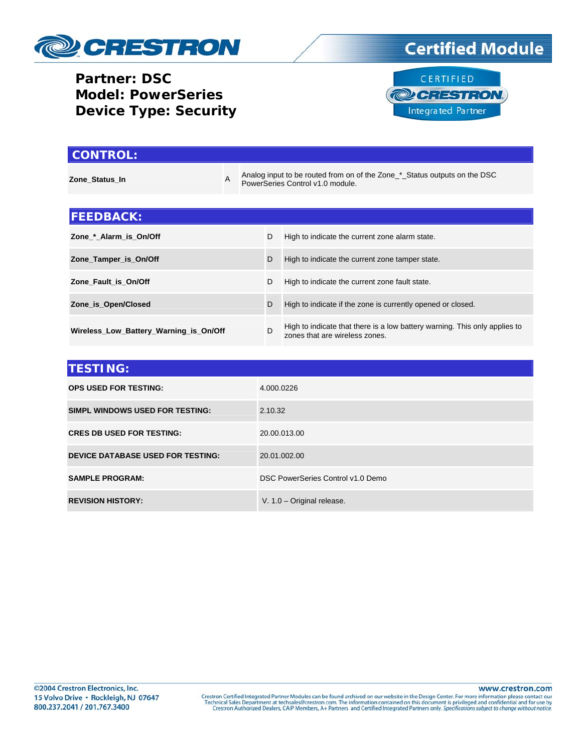**Partner: DSC**
**Model: PowerSeries**
**Device Type: Security**

## CONTROL:

| | | |
|---|---|---|
| **Zone_Status_In** | A | Analog input to be routed from on of the Zone_*_Status outputs on the DSC PowerSeries Control v1.0 module. |

## FEEDBACK:

| | | |
|---|---|---|
| **Zone_*_Alarm_is_On/Off** | D | High to indicate the current zone alarm state. |
| **Zone_Tamper_is_On/Off** | D | High to indicate the current zone tamper state. |
| **Zone_Fault_is_On/Off** | D | High to indicate the current zone fault state. |
| **Zone_is_Open/Closed** | D | High to indicate if the zone is currently opened or closed. |
| **Wireless_Low_Battery_Warning_is_On/Off** | D | High to indicate that there is a low battery warning. This only applies to zones that are wireless zones. |

## TESTING:

| | |
|---|---|
| **OPS USED FOR TESTING:** | 4.000.0226 |
| **SIMPL WINDOWS USED FOR TESTING:** | 2.10.32 |
| **CRES DB USED FOR TESTING:** | 20.00.013.00 |
| **DEVICE DATABASE USED FOR TESTING:** | 20.01.002.00 |
| **SAMPLE PROGRAM:** | DSC PowerSeries Control v1.0 Demo |
| **REVISION HISTORY:** | V. 1.0 – Original release. |

©2004 Crestron Electronics, Inc.
15 Volvo Drive • Rockleigh, NJ 07647
800.237.2041 / 201.767.3400

www.crestron.com
Crestron Certified Integrated Partner Modules can be found archived on our website in the Design Center. For more information please contact our Technical Sales Department at techsales@crestron.com. The information contained on this document is privileged and confidential and for use by Crestron Authorized Dealers, CAIP Members, A+ Partners and Certified Integrated Partners only. *Specifications subject to change without notice.*